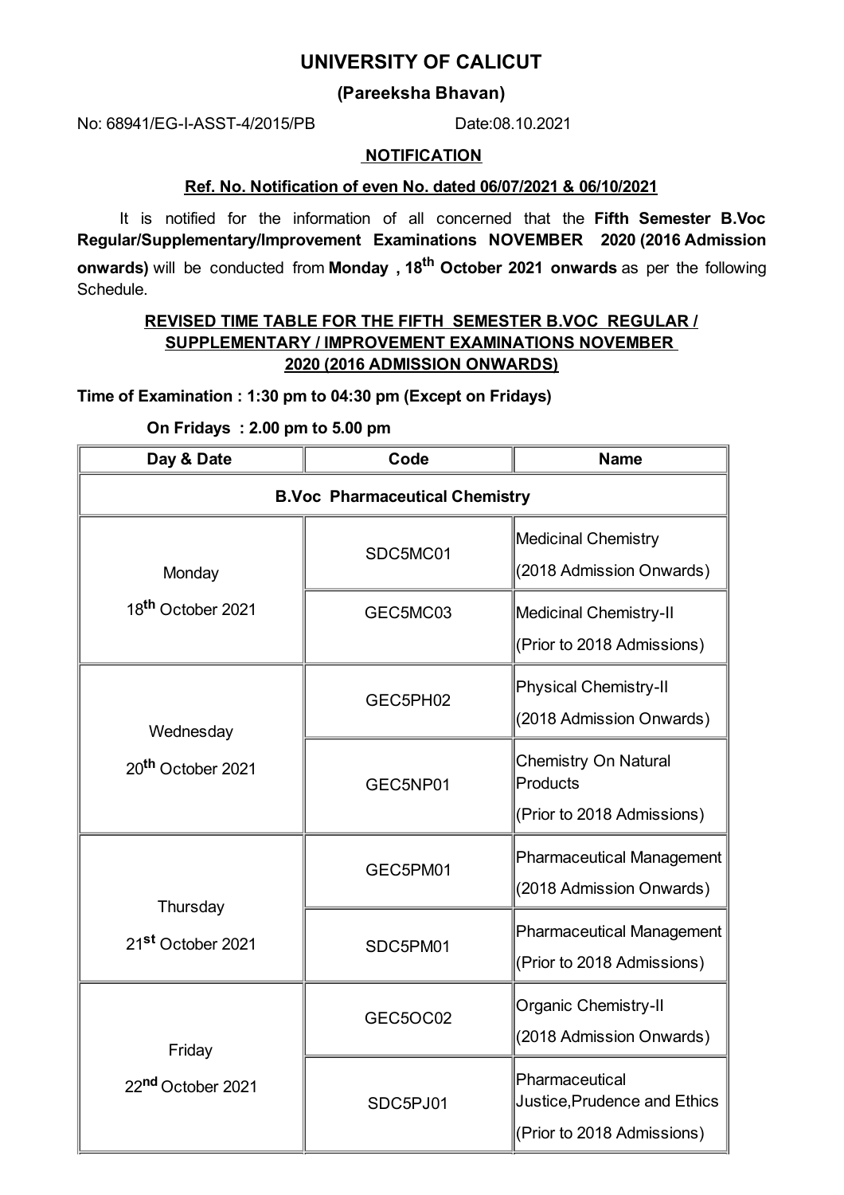# UNIVERSITY OF CALICUT

## (Pareeksha Bhavan)

No: 68941/EG-I-ASST-4/2015/PB Date:08.10.2021

### NOTIFICATION

**Ref. No. Notification of even No. dated 06/07/2021 & 06/10/2021**

It is notified for the information of all concerned that the **Fifth Semester B.Voc Regular/Supplementary/Improvement Examinations NOVEMBER 2020 (2016 Admission onwards)** will be conducted from **Monday , 18th October 2021 onwards** as per the following Schedule.

**REVISED TIME TABLE FOR THE FIFTH SEMESTER B.VOC REGULAR / SUPPLEMENTARY / IMPROVEMENT EXAMINATIONS NOVEMBER 2020 (2016 ADMISSION ONWARDS)**

**Time of Examination : 1:30 pm to 04:30 pm (Except on Fridays)**

**On Fridays : 2.00 pm to 5.00 pm**

| Day & Date | Code | Name |
|---|---|---|
| **B.Voc Pharmaceutical Chemistry** | | |
| Monday 18th October 2021 | SDC5MC01 | Medicinal Chemistry (2018 Admission Onwards) |
| | GEC5MC03 | Medicinal Chemistry-II (Prior to 2018 Admissions) |
| Wednesday 20th October 2021 | GEC5PH02 | Physical Chemistry-II (2018 Admission Onwards) |
| | GEC5NP01 | Chemistry On Natural Products (Prior to 2018 Admissions) |
| Thursday 21st October 2021 | GEC5PM01 | Pharmaceutical Management (2018 Admission Onwards) |
| | SDC5PM01 | Pharmaceutical Management (Prior to 2018 Admissions) |
| Friday 22nd October 2021 | GEC5OC02 | Organic Chemistry-II (2018 Admission Onwards) |
| | SDC5PJ01 | Pharmaceutical Justice,Prudence and Ethics (Prior to 2018 Admissions) |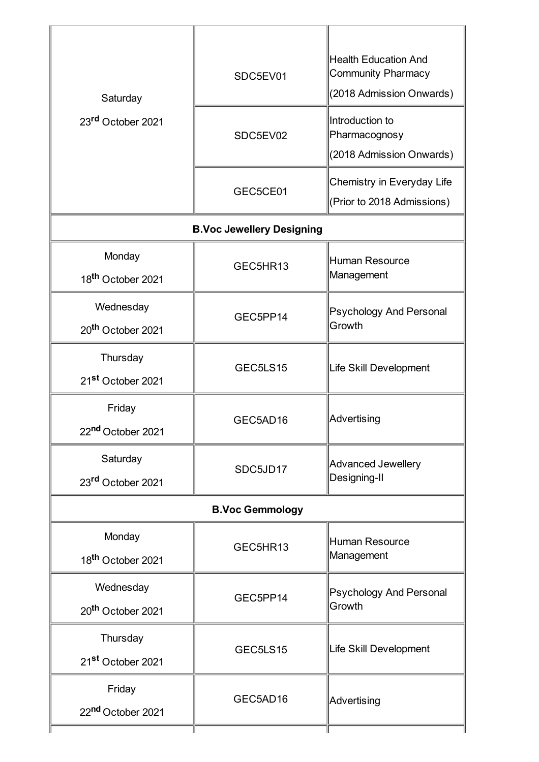| | | |
|---|---|---|
| Saturday<br>23rd October 2021 | SDC5EV01 | Health Education And Community Pharmacy<br>(2018 Admission Onwards) |
| | SDC5EV02 | Introduction to Pharmacognosy<br>(2018 Admission Onwards) |
| | GEC5CE01 | Chemistry in Everyday Life<br>(Prior to 2018 Admissions) |
| **B.Voc Jewellery Designing** | | |
| Monday<br>18th October 2021 | GEC5HR13 | Human Resource Management |
| Wednesday<br>20th October 2021 | GEC5PP14 | Psychology And Personal Growth |
| Thursday<br>21st October 2021 | GEC5LS15 | Life Skill Development |
| Friday<br>22nd October 2021 | GEC5AD16 | Advertising |
| Saturday<br>23rd October 2021 | SDC5JD17 | Advanced Jewellery Designing-II |
| **B.Voc Gemmology** | | |
| Monday<br>18th October 2021 | GEC5HR13 | Human Resource Management |
| Wednesday<br>20th October 2021 | GEC5PP14 | Psychology And Personal Growth |
| Thursday<br>21st October 2021 | GEC5LS15 | Life Skill Development |
| Friday<br>22nd October 2021 | GEC5AD16 | Advertising |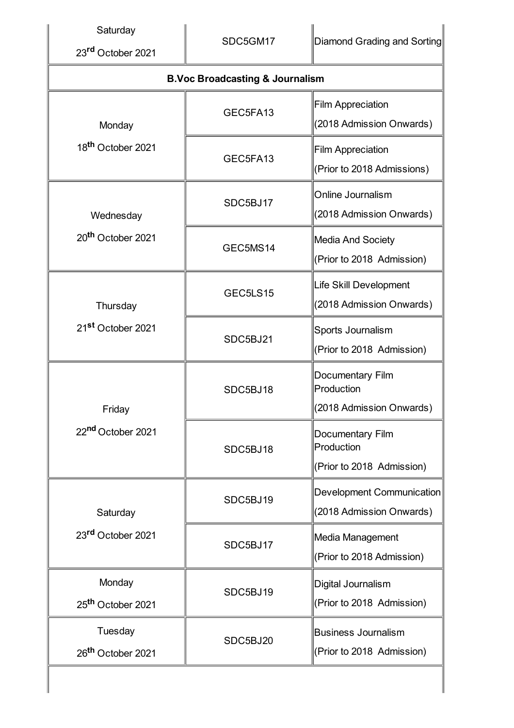| | | |
|---|---|---|
| Saturday 23rd October 2021 | SDC5GM17 | Diamond Grading and Sorting |
| **B.Voc Broadcasting & Journalism** | | |
| Monday 18th October 2021 | GEC5FA13 | Film Appreciation (2018 Admission Onwards) |
| | GEC5FA13 | Film Appreciation (Prior to 2018 Admissions) |
| Wednesday 20th October 2021 | SDC5BJ17 | Online Journalism (2018 Admission Onwards) |
| | GEC5MS14 | Media And Society (Prior to 2018 Admission) |
| Thursday 21st October 2021 | GEC5LS15 | Life Skill Development (2018 Admission Onwards) |
| | SDC5BJ21 | Sports Journalism (Prior to 2018 Admission) |
| Friday 22nd October 2021 | SDC5BJ18 | Documentary Film Production (2018 Admission Onwards) |
| | SDC5BJ18 | Documentary Film Production (Prior to 2018 Admission) |
| Saturday 23rd October 2021 | SDC5BJ19 | Development Communication (2018 Admission Onwards) |
| | SDC5BJ17 | Media Management (Prior to 2018 Admission) |
| Monday 25th October 2021 | SDC5BJ19 | Digital Journalism (Prior to 2018 Admission) |
| Tuesday 26th October 2021 | SDC5BJ20 | Business Journalism (Prior to 2018 Admission) |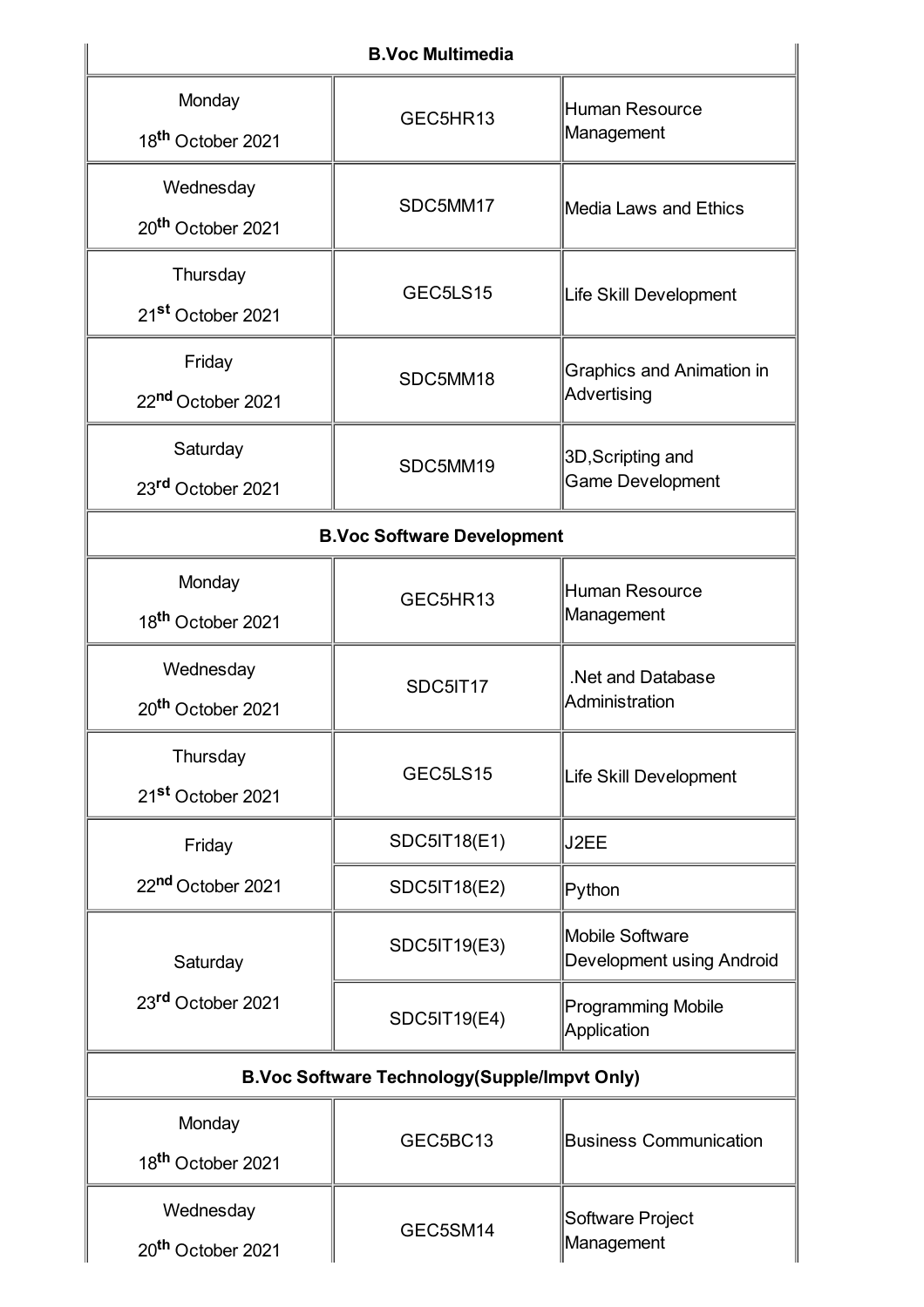| B.Voc Multimedia | | |
|---|---|---|
| Monday 18th October 2021 | GEC5HR13 | Human Resource Management |
| Wednesday 20th October 2021 | SDC5MM17 | Media Laws and Ethics |
| Thursday 21st October 2021 | GEC5LS15 | Life Skill Development |
| Friday 22nd October 2021 | SDC5MM18 | Graphics and Animation in Advertising |
| Saturday 23rd October 2021 | SDC5MM19 | 3D,Scripting and Game Development |
| **B.Voc Software Development** | | |
| Monday 18th October 2021 | GEC5HR13 | Human Resource Management |
| Wednesday 20th October 2021 | SDC5IT17 | .Net and Database Administration |
| Thursday 21st October 2021 | GEC5LS15 | Life Skill Development |
| Friday 22nd October 2021 | SDC5IT18(E1) | J2EE |
| | SDC5IT18(E2) | Python |
| Saturday 23rd October 2021 | SDC5IT19(E3) | Mobile Software Development using Android |
| | SDC5IT19(E4) | Programming Mobile Application |
| **B.Voc Software Technology(Supple/Impvt Only)** | | |
| Monday 18th October 2021 | GEC5BC13 | Business Communication |
| Wednesday 20th October 2021 | GEC5SM14 | Software Project Management |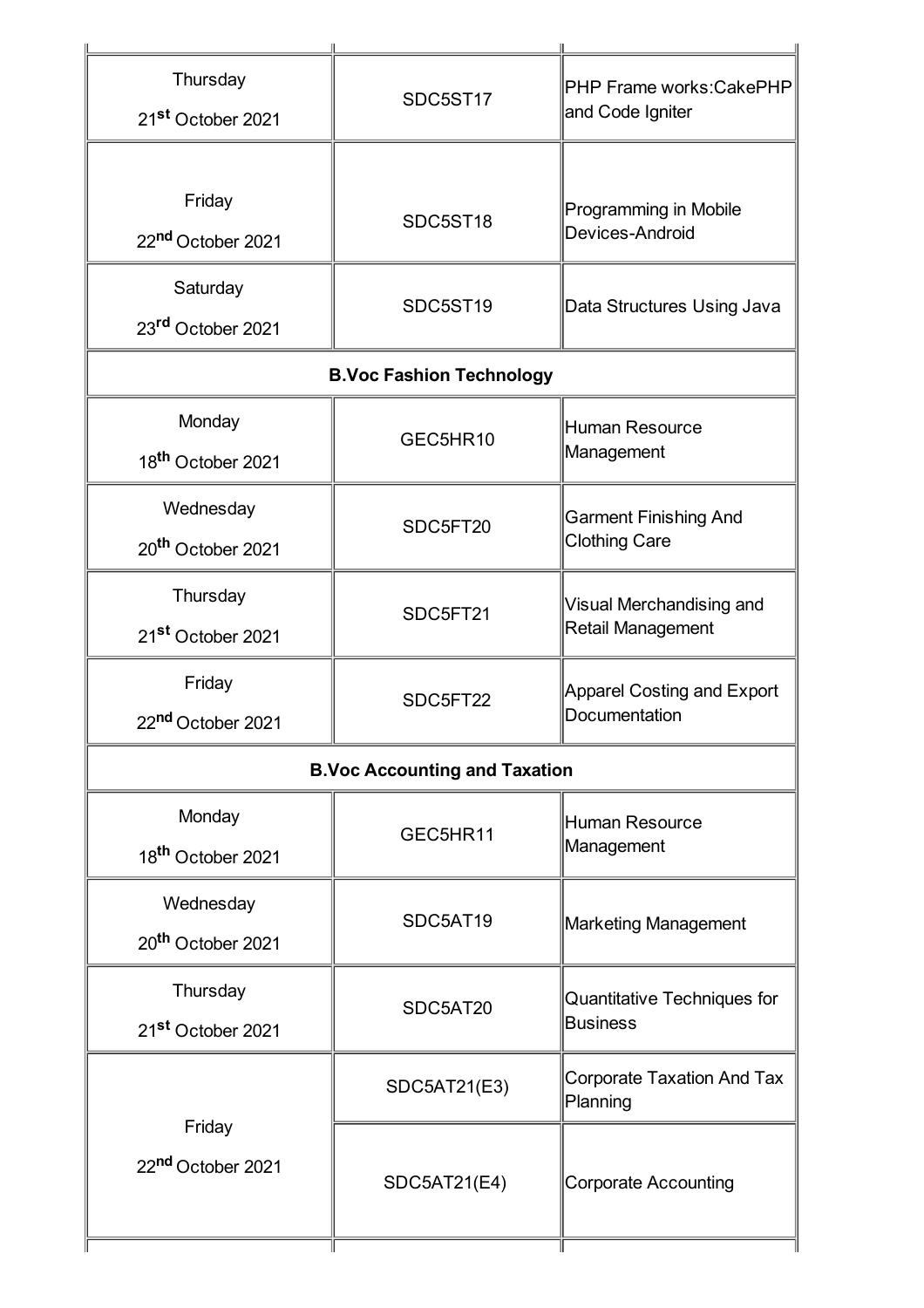| | | |
|---|---|---|
| Thursday 21st October 2021 | SDC5ST17 | PHP Frame works:CakePHP and Code Igniter |
| Friday 22nd October 2021 | SDC5ST18 | Programming in Mobile Devices-Android |
| Saturday 23rd October 2021 | SDC5ST19 | Data Structures Using Java |
| **B.Voc Fashion Technology** | | |
| Monday 18th October 2021 | GEC5HR10 | Human Resource Management |
| Wednesday 20th October 2021 | SDC5FT20 | Garment Finishing And Clothing Care |
| Thursday 21st October 2021 | SDC5FT21 | Visual Merchandising and Retail Management |
| Friday 22nd October 2021 | SDC5FT22 | Apparel Costing and Export Documentation |
| **B.Voc Accounting and Taxation** | | |
| Monday 18th October 2021 | GEC5HR11 | Human Resource Management |
| Wednesday 20th October 2021 | SDC5AT19 | Marketing Management |
| Thursday 21st October 2021 | SDC5AT20 | Quantitative Techniques for Business |
| Friday 22nd October 2021 | SDC5AT21(E3) | Corporate Taxation And Tax Planning |
| | SDC5AT21(E4) | Corporate Accounting |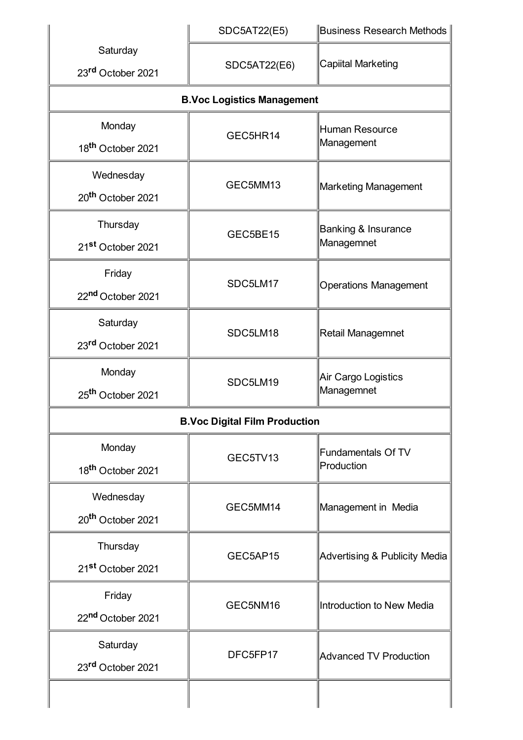| | | |
|---|---|---|
| Saturday 23rd October 2021 | SDC5AT22(E5) | Business Research Methods |
| | SDC5AT22(E6) | Capiital Marketing |
| **B.Voc Logistics Management** | | |
| Monday 18th October 2021 | GEC5HR14 | Human Resource Management |
| Wednesday 20th October 2021 | GEC5MM13 | Marketing Management |
| Thursday 21st October 2021 | GEC5BE15 | Banking & Insurance Managemnet |
| Friday 22nd October 2021 | SDC5LM17 | Operations Management |
| Saturday 23rd October 2021 | SDC5LM18 | Retail Managemnet |
| Monday 25th October 2021 | SDC5LM19 | Air Cargo Logistics Managemnet |
| **B.Voc Digital Film Production** | | |
| Monday 18th October 2021 | GEC5TV13 | Fundamentals Of TV Production |
| Wednesday 20th October 2021 | GEC5MM14 | Management in Media |
| Thursday 21st October 2021 | GEC5AP15 | Advertising & Publicity Media |
| Friday 22nd October 2021 | GEC5NM16 | Introduction to New Media |
| Saturday 23rd October 2021 | DFC5FP17 | Advanced TV Production |
| | | |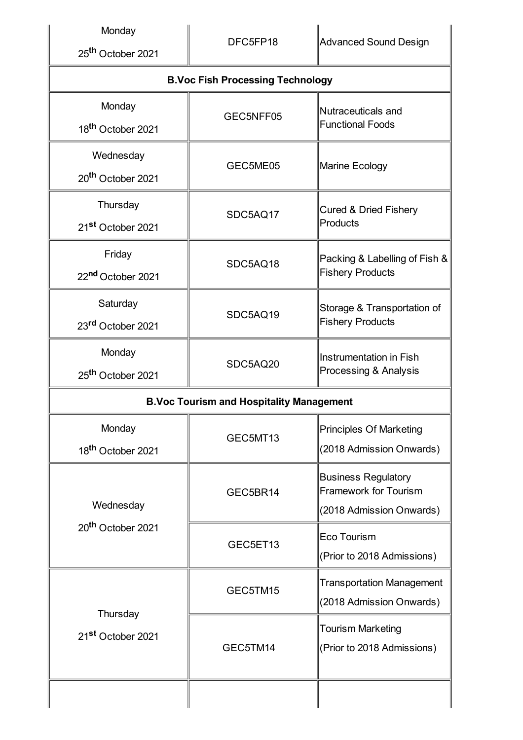| | | |
|---|---|---|
| Monday 25th October 2021 | DFC5FP18 | Advanced Sound Design |
| **B.Voc Fish Processing Technology** | | |
| Monday 18th October 2021 | GEC5NFF05 | Nutraceuticals and Functional Foods |
| Wednesday 20th October 2021 | GEC5ME05 | Marine Ecology |
| Thursday 21st October 2021 | SDC5AQ17 | Cured & Dried Fishery Products |
| Friday 22nd October 2021 | SDC5AQ18 | Packing & Labelling of Fish & Fishery Products |
| Saturday 23rd October 2021 | SDC5AQ19 | Storage & Transportation of Fishery Products |
| Monday 25th October 2021 | SDC5AQ20 | Instrumentation in Fish Processing & Analysis |
| **B.Voc Tourism and Hospitality Management** | | |
| Monday 18th October 2021 | GEC5MT13 | Principles Of Marketing (2018 Admission Onwards) |
| Wednesday 20th October 2021 | GEC5BR14 | Business Regulatory Framework for Tourism (2018 Admission Onwards) |
| | GEC5ET13 | Eco Tourism (Prior to 2018 Admissions) |
| Thursday 21st October 2021 | GEC5TM15 | Transportation Management (2018 Admission Onwards) |
| | GEC5TM14 | Tourism Marketing (Prior to 2018 Admissions) |
| | | |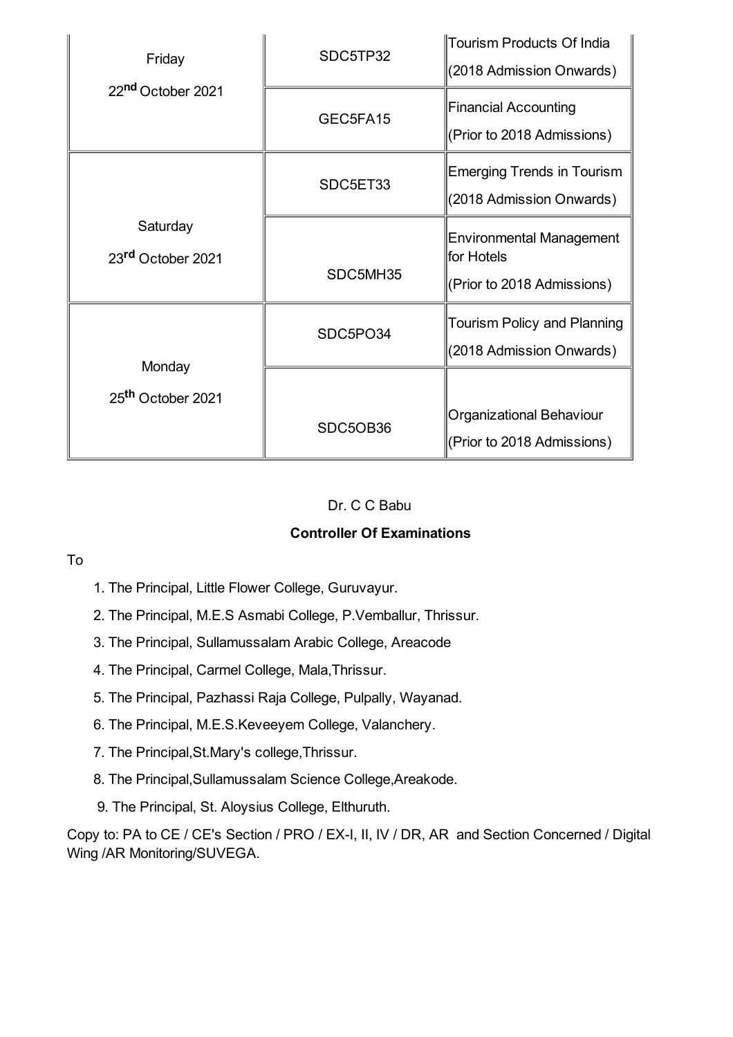| | | |
|---|---|---|
| Friday 22nd October 2021 | SDC5TP32 | Tourism Products Of India (2018 Admission Onwards) |
| | GEC5FA15 | Financial Accounting (Prior to 2018 Admissions) |
| Saturday 23rd October 2021 | SDC5ET33 | Emerging Trends in Tourism (2018 Admission Onwards) |
| | SDC5MH35 | Environmental Management for Hotels (Prior to 2018 Admissions) |
| Monday 25th October 2021 | SDC5PO34 | Tourism Policy and Planning (2018 Admission Onwards) |
| | SDC5OB36 | Organizational Behaviour (Prior to 2018 Admissions) |

Dr. C C Babu

**Controller Of Examinations**

To

1. The Principal, Little Flower College, Guruvayur.
2. The Principal, M.E.S Asmabi College, P.Vemballur, Thrissur.
3. The Principal, Sullamussalam Arabic College, Areacode
4. The Principal, Carmel College, Mala,Thrissur.
5. The Principal, Pazhassi Raja College, Pulpally, Wayanad.
6. The Principal, M.E.S.Keveeyem College, Valanchery.
7. The Principal,St.Mary's college,Thrissur.
8. The Principal,Sullamussalam Science College,Areakode.
9. The Principal, St. Aloysius College, Elthuruth.

Copy to: PA to CE / CE's Section / PRO / EX-I, II, IV / DR, AR and Section Concerned / Digital Wing /AR Monitoring/SUVEGA.